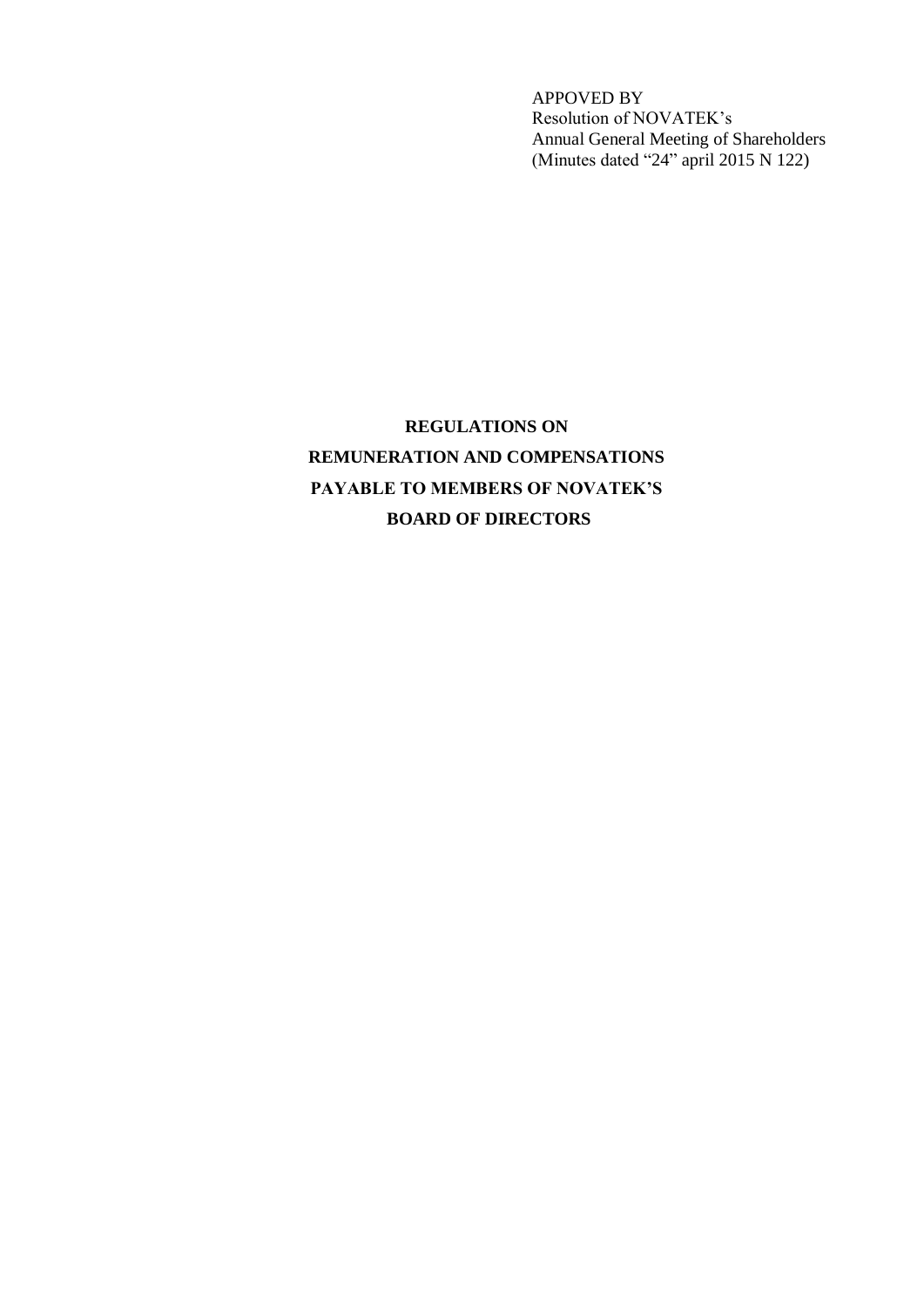APPOVED BY
Resolution of NOVATEK's
Annual General Meeting of Shareholders
(Minutes dated "24" april 2015 N 122)

# REGULATIONS ON
# REMUNERATION AND COMPENSATIONS
# PAYABLE TO MEMBERS OF NOVATEK'S
# BOARD OF DIRECTORS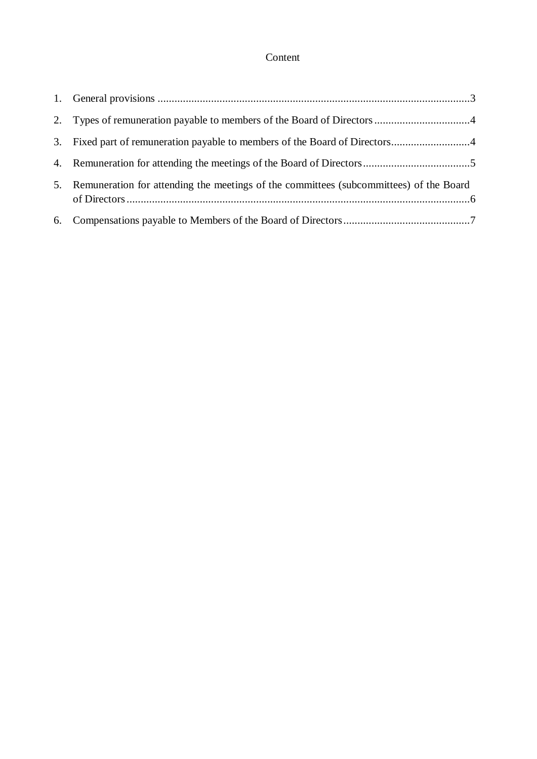# Content

1. General provisions ...............................................................................................................3
2. Types of remuneration payable to members of the Board of Directors ..................................4
3. Fixed part of remuneration payable to members of the Board of Directors............................4
4. Remuneration for attending the meetings of the Board of Directors......................................5
5. Remuneration for attending the meetings of the committees (subcommittees) of the Board of Directors ..........................................................................................................................6
6. Compensations payable to Members of the Board of Directors .............................................7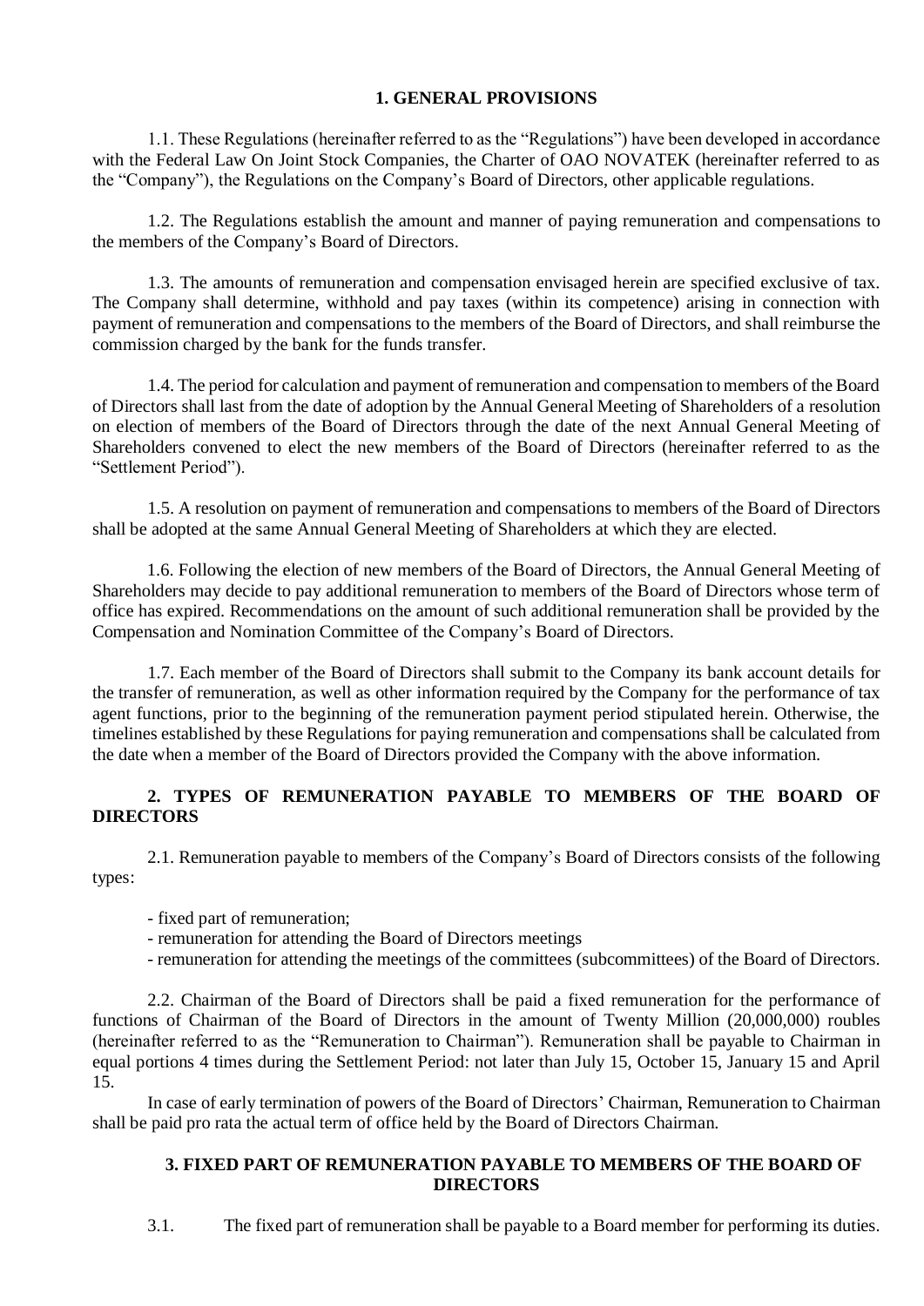## 1. GENERAL PROVISIONS

1.1. These Regulations (hereinafter referred to as the "Regulations") have been developed in accordance with the Federal Law On Joint Stock Companies, the Charter of OAO NOVATEK (hereinafter referred to as the "Company"), the Regulations on the Company's Board of Directors, other applicable regulations.

1.2. The Regulations establish the amount and manner of paying remuneration and compensations to the members of the Company's Board of Directors.

1.3. The amounts of remuneration and compensation envisaged herein are specified exclusive of tax. The Company shall determine, withhold and pay taxes (within its competence) arising in connection with payment of remuneration and compensations to the members of the Board of Directors, and shall reimburse the commission charged by the bank for the funds transfer.

1.4. The period for calculation and payment of remuneration and compensation to members of the Board of Directors shall last from the date of adoption by the Annual General Meeting of Shareholders of a resolution on election of members of the Board of Directors through the date of the next Annual General Meeting of Shareholders convened to elect the new members of the Board of Directors (hereinafter referred to as the "Settlement Period").

1.5. A resolution on payment of remuneration and compensations to members of the Board of Directors shall be adopted at the same Annual General Meeting of Shareholders at which they are elected.

1.6. Following the election of new members of the Board of Directors, the Annual General Meeting of Shareholders may decide to pay additional remuneration to members of the Board of Directors whose term of office has expired. Recommendations on the amount of such additional remuneration shall be provided by the Compensation and Nomination Committee of the Company's Board of Directors.

1.7. Each member of the Board of Directors shall submit to the Company its bank account details for the transfer of remuneration, as well as other information required by the Company for the performance of tax agent functions, prior to the beginning of the remuneration payment period stipulated herein. Otherwise, the timelines established by these Regulations for paying remuneration and compensations shall be calculated from the date when a member of the Board of Directors provided the Company with the above information.

## 2. TYPES OF REMUNERATION PAYABLE TO MEMBERS OF THE BOARD OF DIRECTORS

2.1. Remuneration payable to members of the Company's Board of Directors consists of the following types:

- fixed part of remuneration;
- remuneration for attending the Board of Directors meetings
- remuneration for attending the meetings of the committees (subcommittees) of the Board of Directors.

2.2. Chairman of the Board of Directors shall be paid a fixed remuneration for the performance of functions of Chairman of the Board of Directors in the amount of Twenty Million (20,000,000) roubles (hereinafter referred to as the "Remuneration to Chairman"). Remuneration shall be payable to Chairman in equal portions 4 times during the Settlement Period: not later than July 15, October 15, January 15 and April 15.

In case of early termination of powers of the Board of Directors' Chairman, Remuneration to Chairman shall be paid pro rata the actual term of office held by the Board of Directors Chairman.

## 3. FIXED PART OF REMUNERATION PAYABLE TO MEMBERS OF THE BOARD OF DIRECTORS

3.1. The fixed part of remuneration shall be payable to a Board member for performing its duties.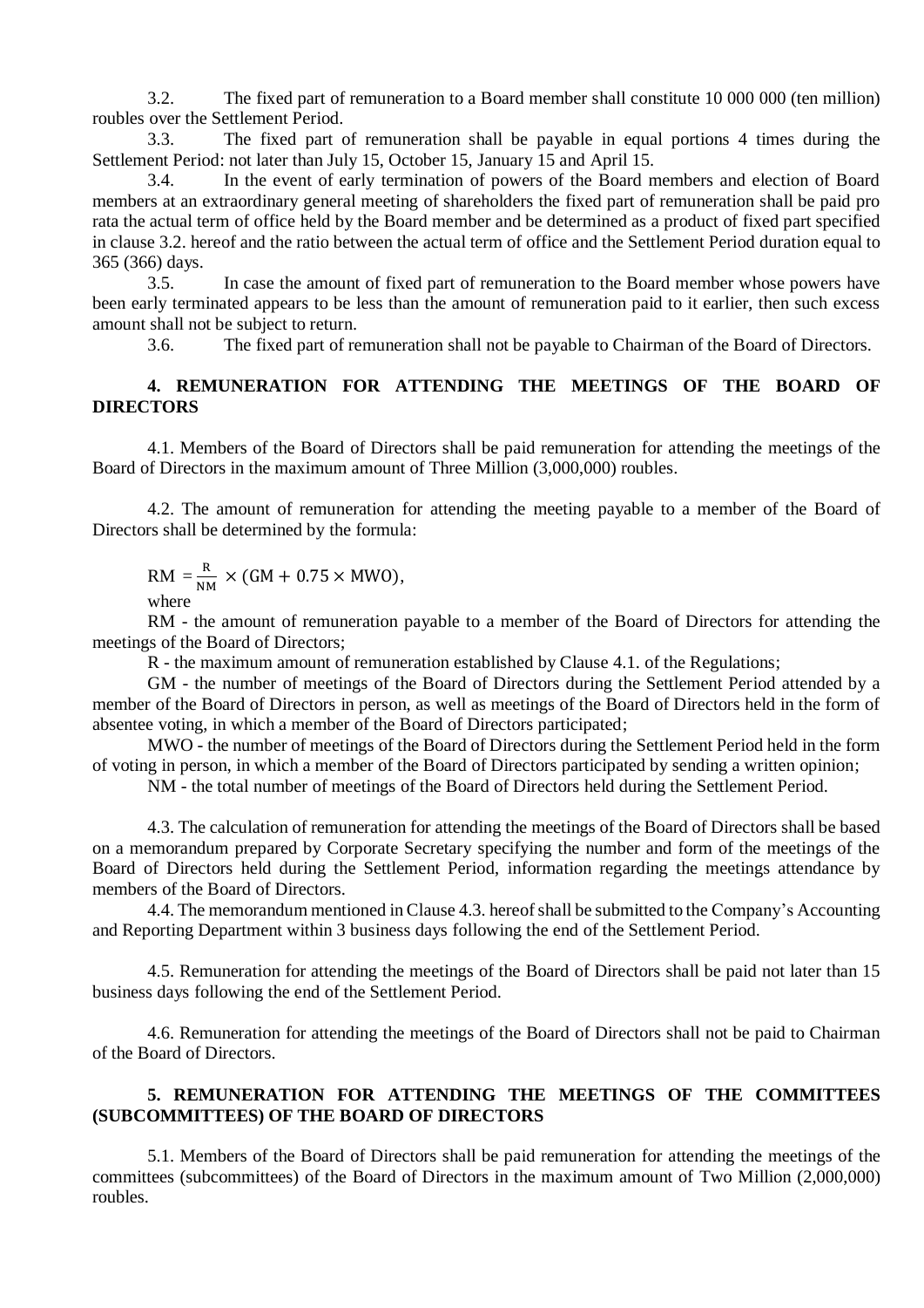3.2. The fixed part of remuneration to a Board member shall constitute 10 000 000 (ten million) roubles over the Settlement Period.

3.3. The fixed part of remuneration shall be payable in equal portions 4 times during the Settlement Period: not later than July 15, October 15, January 15 and April 15.

3.4. In the event of early termination of powers of the Board members and election of Board members at an extraordinary general meeting of shareholders the fixed part of remuneration shall be paid pro rata the actual term of office held by the Board member and be determined as a product of fixed part specified in clause 3.2. hereof and the ratio between the actual term of office and the Settlement Period duration equal to 365 (366) days.

3.5. In case the amount of fixed part of remuneration to the Board member whose powers have been early terminated appears to be less than the amount of remuneration paid to it earlier, then such excess amount shall not be subject to return.

3.6. The fixed part of remuneration shall not be payable to Chairman of the Board of Directors.

## 4. REMUNERATION FOR ATTENDING THE MEETINGS OF THE BOARD OF DIRECTORS

4.1. Members of the Board of Directors shall be paid remuneration for attending the meetings of the Board of Directors in the maximum amount of Three Million (3,000,000) roubles.

4.2. The amount of remuneration for attending the meeting payable to a member of the Board of Directors shall be determined by the formula:

$$RM = \frac{R}{NM} \times (GM + 0.75 \times MWO),$$

where

RM - the amount of remuneration payable to a member of the Board of Directors for attending the meetings of the Board of Directors;

R - the maximum amount of remuneration established by Clause 4.1. of the Regulations;

GM - the number of meetings of the Board of Directors during the Settlement Period attended by a member of the Board of Directors in person, as well as meetings of the Board of Directors held in the form of absentee voting, in which a member of the Board of Directors participated;

MWO - the number of meetings of the Board of Directors during the Settlement Period held in the form of voting in person, in which a member of the Board of Directors participated by sending a written opinion;

NM - the total number of meetings of the Board of Directors held during the Settlement Period.

4.3. The calculation of remuneration for attending the meetings of the Board of Directors shall be based on a memorandum prepared by Corporate Secretary specifying the number and form of the meetings of the Board of Directors held during the Settlement Period, information regarding the meetings attendance by members of the Board of Directors.

4.4. The memorandum mentioned in Clause 4.3. hereof shall be submitted to the Company's Accounting and Reporting Department within 3 business days following the end of the Settlement Period.

4.5. Remuneration for attending the meetings of the Board of Directors shall be paid not later than 15 business days following the end of the Settlement Period.

4.6. Remuneration for attending the meetings of the Board of Directors shall not be paid to Chairman of the Board of Directors.

## 5. REMUNERATION FOR ATTENDING THE MEETINGS OF THE COMMITTEES (SUBCOMMITTEES) OF THE BOARD OF DIRECTORS

5.1. Members of the Board of Directors shall be paid remuneration for attending the meetings of the committees (subcommittees) of the Board of Directors in the maximum amount of Two Million (2,000,000) roubles.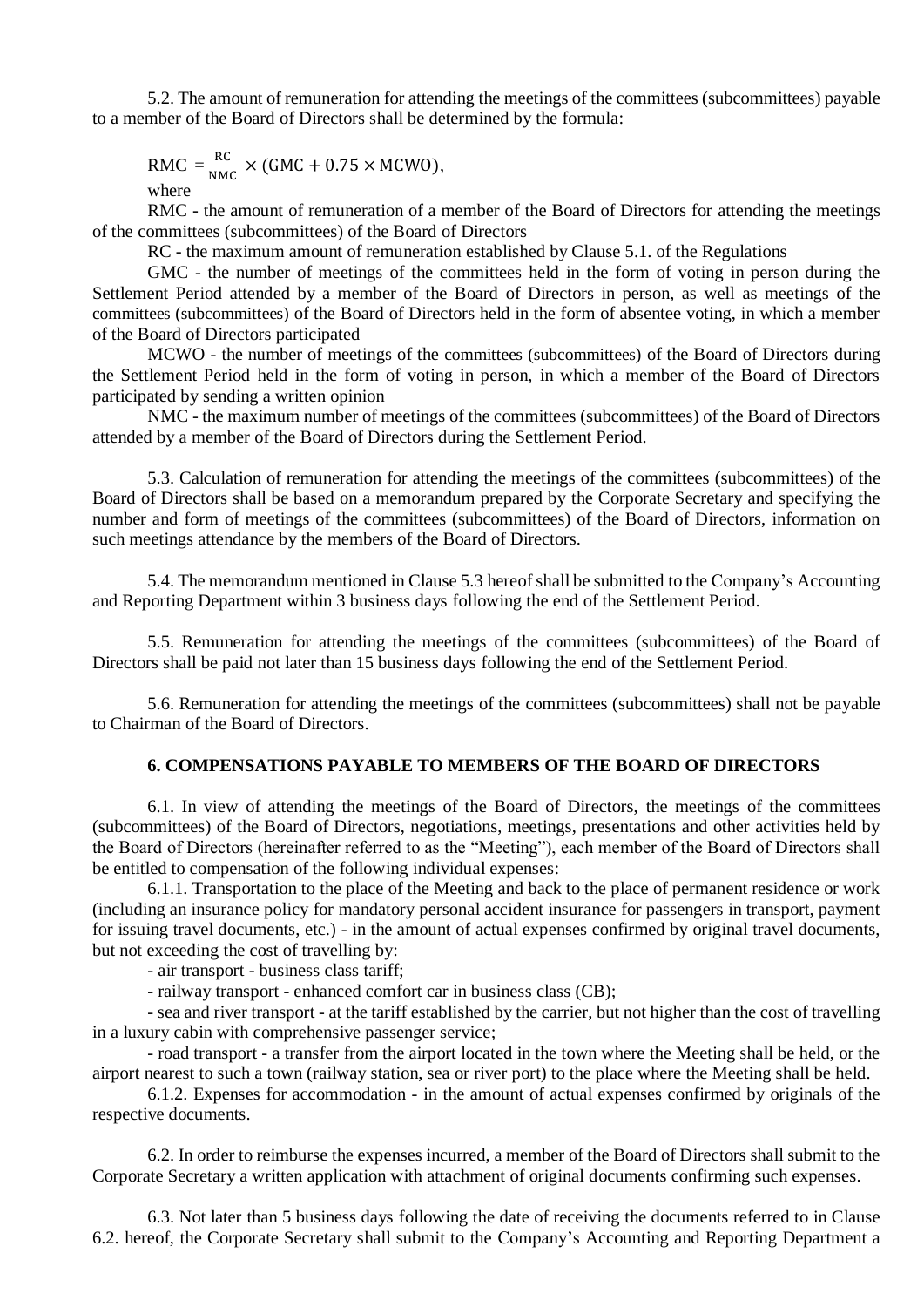5.2. The amount of remuneration for attending the meetings of the committees (subcommittees) payable to a member of the Board of Directors shall be determined by the formula:

$$\text{RMC} = \frac{\text{RC}}{\text{NMC}} \times (\text{GMC} + 0.75 \times \text{MCWO}),$$

where

RMC - the amount of remuneration of a member of the Board of Directors for attending the meetings of the committees (subcommittees) of the Board of Directors

RC - the maximum amount of remuneration established by Clause 5.1. of the Regulations

GMC - the number of meetings of the committees held in the form of voting in person during the Settlement Period attended by a member of the Board of Directors in person, as well as meetings of the committees (subcommittees) of the Board of Directors held in the form of absentee voting, in which a member of the Board of Directors participated

MCWO - the number of meetings of the committees (subcommittees) of the Board of Directors during the Settlement Period held in the form of voting in person, in which a member of the Board of Directors participated by sending a written opinion

NMC - the maximum number of meetings of the committees (subcommittees) of the Board of Directors attended by a member of the Board of Directors during the Settlement Period.

5.3. Calculation of remuneration for attending the meetings of the committees (subcommittees) of the Board of Directors shall be based on a memorandum prepared by the Corporate Secretary and specifying the number and form of meetings of the committees (subcommittees) of the Board of Directors, information on such meetings attendance by the members of the Board of Directors.

5.4. The memorandum mentioned in Clause 5.3 hereof shall be submitted to the Company's Accounting and Reporting Department within 3 business days following the end of the Settlement Period.

5.5. Remuneration for attending the meetings of the committees (subcommittees) of the Board of Directors shall be paid not later than 15 business days following the end of the Settlement Period.

5.6. Remuneration for attending the meetings of the committees (subcommittees) shall not be payable to Chairman of the Board of Directors.

## 6. COMPENSATIONS PAYABLE TO MEMBERS OF THE BOARD OF DIRECTORS

6.1. In view of attending the meetings of the Board of Directors, the meetings of the committees (subcommittees) of the Board of Directors, negotiations, meetings, presentations and other activities held by the Board of Directors (hereinafter referred to as the "Meeting"), each member of the Board of Directors shall be entitled to compensation of the following individual expenses:

6.1.1. Transportation to the place of the Meeting and back to the place of permanent residence or work (including an insurance policy for mandatory personal accident insurance for passengers in transport, payment for issuing travel documents, etc.) - in the amount of actual expenses confirmed by original travel documents, but not exceeding the cost of travelling by:

- air transport - business class tariff;
- railway transport - enhanced comfort car in business class (CB);
- sea and river transport - at the tariff established by the carrier, but not higher than the cost of travelling in a luxury cabin with comprehensive passenger service;
- road transport - a transfer from the airport located in the town where the Meeting shall be held, or the airport nearest to such a town (railway station, sea or river port) to the place where the Meeting shall be held.

6.1.2. Expenses for accommodation - in the amount of actual expenses confirmed by originals of the respective documents.

6.2. In order to reimburse the expenses incurred, a member of the Board of Directors shall submit to the Corporate Secretary a written application with attachment of original documents confirming such expenses.

6.3. Not later than 5 business days following the date of receiving the documents referred to in Clause 6.2. hereof, the Corporate Secretary shall submit to the Company's Accounting and Reporting Department a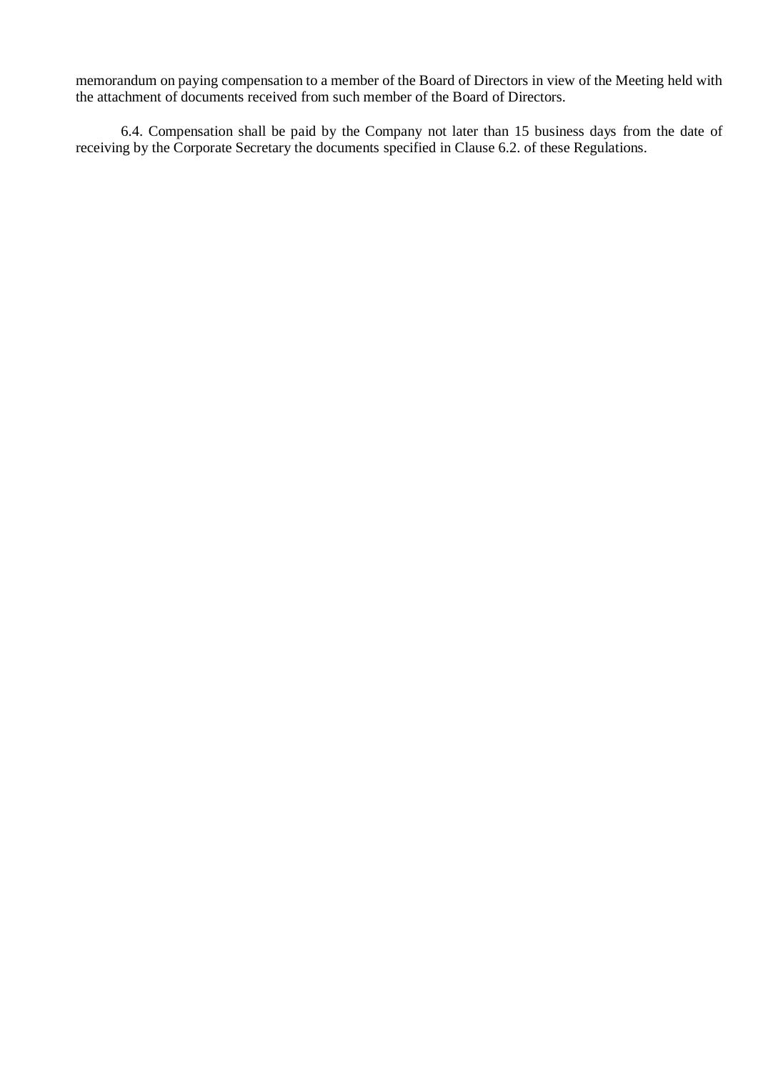memorandum on paying compensation to a member of the Board of Directors in view of the Meeting held with the attachment of documents received from such member of the Board of Directors.

6.4. Compensation shall be paid by the Company not later than 15 business days from the date of receiving by the Corporate Secretary the documents specified in Clause 6.2. of these Regulations.